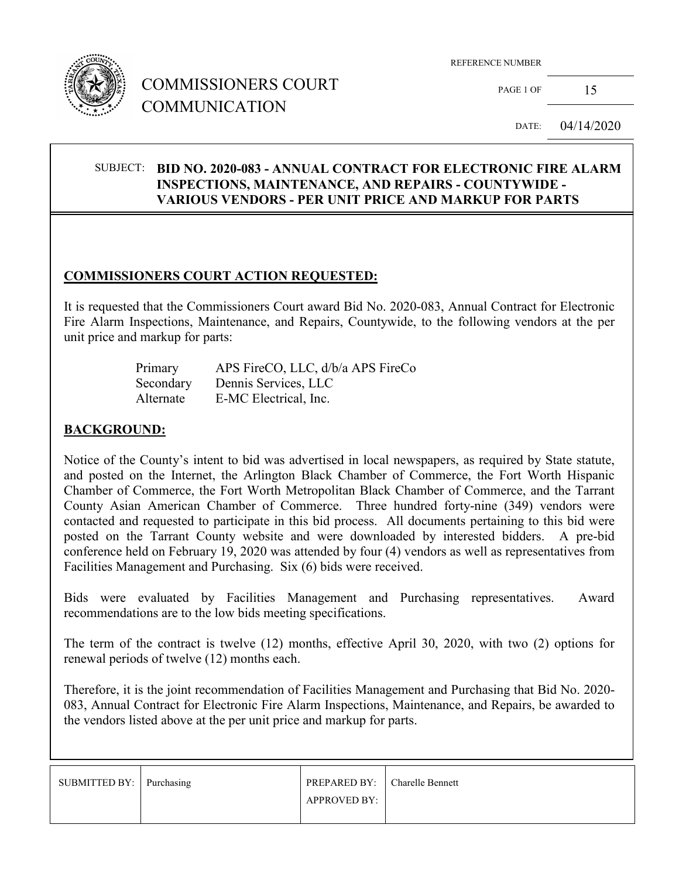# COMMISSIONERS COURT COMMUNICATION

REFERENCE NUMBER

PAGE 1 OF 15

DATE: 04/14/2020

SUBJECT: **BID NO. 2020-083 - ANNUAL CONTRACT FOR ELECTRONIC FIRE ALARM INSPECTIONS, MAINTENANCE, AND REPAIRS - COUNTYWIDE - VARIOUS VENDORS - PER UNIT PRICE AND MARKUP FOR PARTS**

## COMMISSIONERS COURT ACTION REQUESTED:

It is requested that the Commissioners Court award Bid No. 2020-083, Annual Contract for Electronic Fire Alarm Inspections, Maintenance, and Repairs, Countywide, to the following vendors at the per unit price and markup for parts:

| | |
|---|---|
| Primary | APS FireCO, LLC, d/b/a APS FireCo |
| Secondary | Dennis Services, LLC |
| Alternate | E-MC Electrical, Inc. |

## BACKGROUND:

Notice of the County's intent to bid was advertised in local newspapers, as required by State statute, and posted on the Internet, the Arlington Black Chamber of Commerce, the Fort Worth Hispanic Chamber of Commerce, the Fort Worth Metropolitan Black Chamber of Commerce, and the Tarrant County Asian American Chamber of Commerce. Three hundred forty-nine (349) vendors were contacted and requested to participate in this bid process. All documents pertaining to this bid were posted on the Tarrant County website and were downloaded by interested bidders. A pre-bid conference held on February 19, 2020 was attended by four (4) vendors as well as representatives from Facilities Management and Purchasing. Six (6) bids were received.

Bids were evaluated by Facilities Management and Purchasing representatives. Award recommendations are to the low bids meeting specifications.

The term of the contract is twelve (12) months, effective April 30, 2020, with two (2) options for renewal periods of twelve (12) months each.

Therefore, it is the joint recommendation of Facilities Management and Purchasing that Bid No. 2020-083, Annual Contract for Electronic Fire Alarm Inspections, Maintenance, and Repairs, be awarded to the vendors listed above at the per unit price and markup for parts.

| SUBMITTED BY: | Purchasing | PREPARED BY: | Charelle Bennett |
|---|---|---|---|
| | | APPROVED BY: | |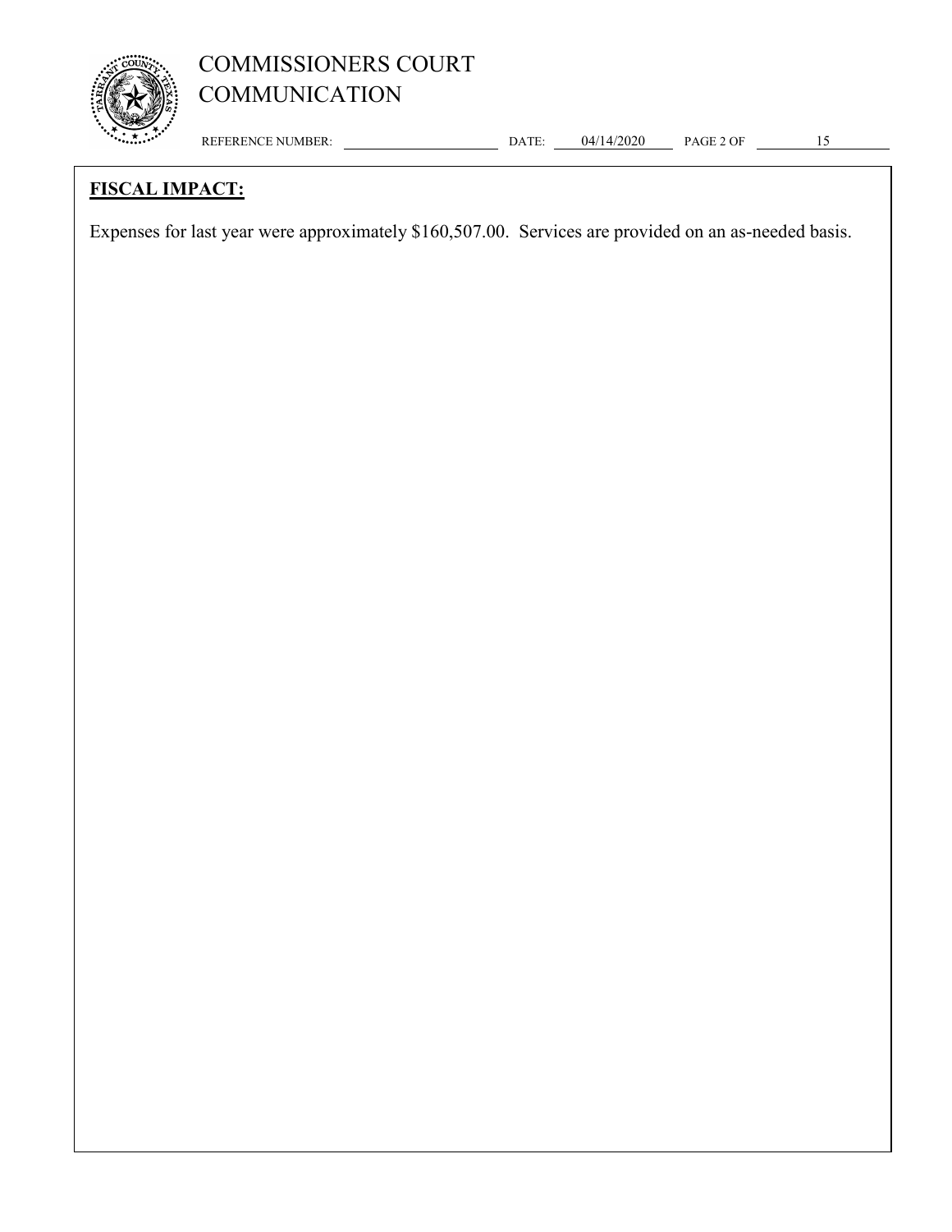**FISCAL IMPACT:**

Expenses for last year were approximately $160,507.00. Services are provided on an as-needed basis.